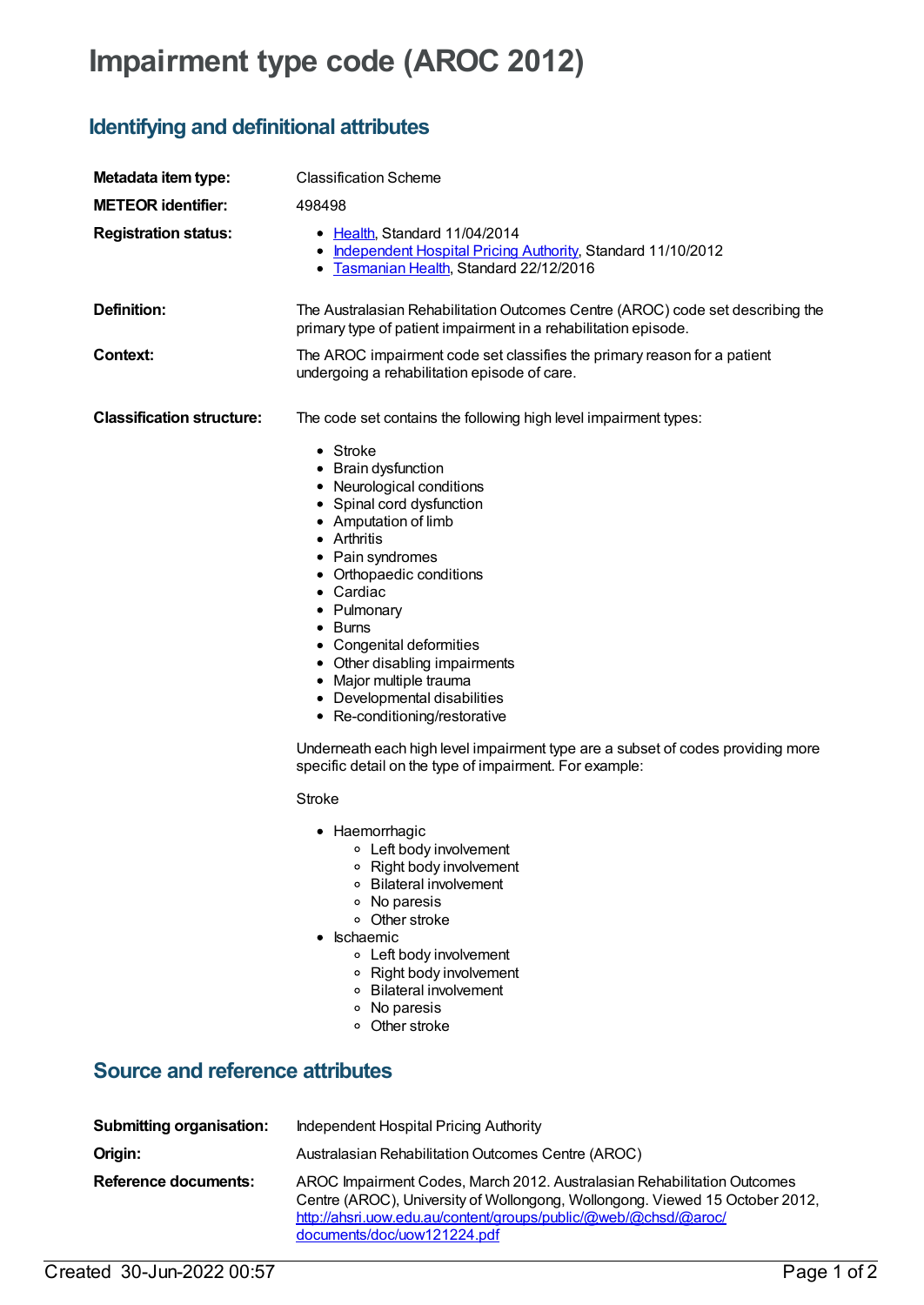# Impairment type code (AROC 2012)

## Identifying and definitional attributes

**Metadata item type:** Classification Scheme

**METEOR identifier:** 498498

**Registration status:**

- Health, Standard 11/04/2014
- Independent Hospital Pricing Authority, Standard 11/10/2012
- Tasmanian Health, Standard 22/12/2016

**Definition:** The Australasian Rehabilitation Outcomes Centre (AROC) code set describing the primary type of patient impairment in a rehabilitation episode.

**Context:** The AROC impairment code set classifies the primary reason for a patient undergoing a rehabilitation episode of care.

**Classification structure:** The code set contains the following high level impairment types:

- Stroke
- Brain dysfunction
- Neurological conditions
- Spinal cord dysfunction
- Amputation of limb
- Arthritis
- Pain syndromes
- Orthopaedic conditions
- Cardiac
- Pulmonary
- Burns
- Congenital deformities
- Other disabling impairments
- Major multiple trauma
- Developmental disabilities
- Re-conditioning/restorative

Underneath each high level impairment type are a subset of codes providing more specific detail on the type of impairment. For example:

Stroke

- Haemorrhagic
  - Left body involvement
  - Right body involvement
  - Bilateral involvement
  - No paresis
  - Other stroke
- Ischaemic
  - Left body involvement
  - Right body involvement
  - Bilateral involvement
  - No paresis
  - Other stroke

## Source and reference attributes

**Submitting organisation:** Independent Hospital Pricing Authority

**Origin:** Australasian Rehabilitation Outcomes Centre (AROC)

**Reference documents:** AROC Impairment Codes, March 2012. Australasian Rehabilitation Outcomes Centre (AROC), University of Wollongong, Wollongong. Viewed 15 October 2012, http://ahsri.uow.edu.au/content/groups/public/@web/@chsd/@aroc/documents/doc/uow121224.pdf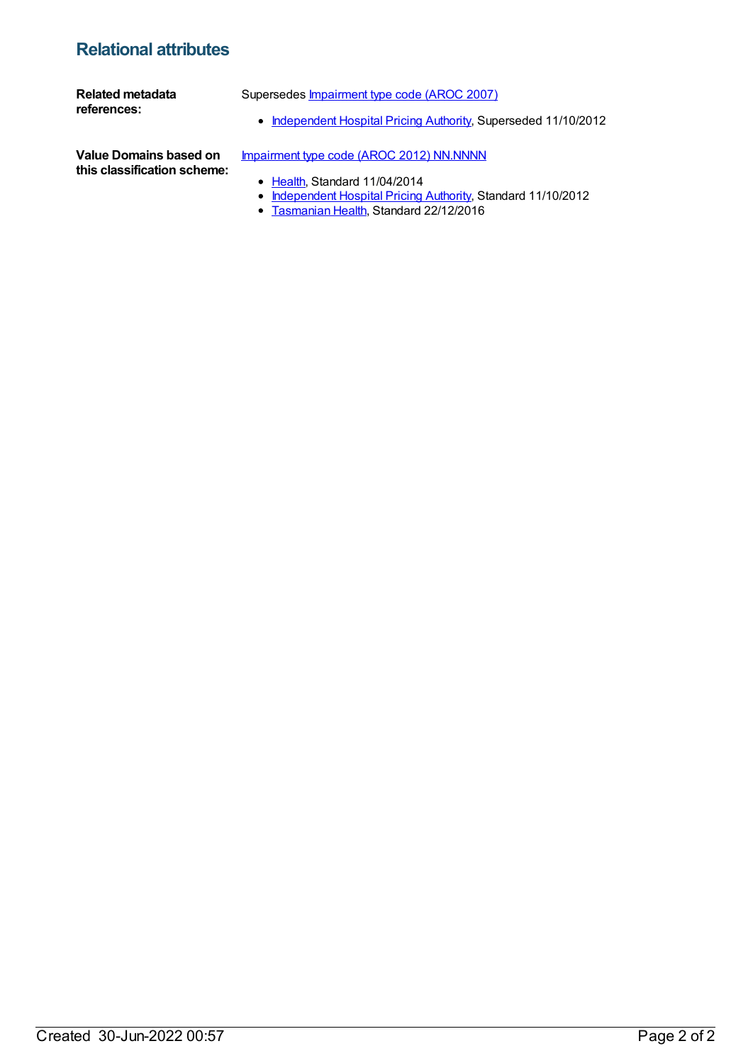## Relational attributes

**Related metadata references:**

Supersedes Impairment type code (AROC 2007)

- Independent Hospital Pricing Authority, Superseded 11/10/2012

**Value Domains based on this classification scheme:**

Impairment type code (AROC 2012) NN.NNNN

- Health, Standard 11/04/2014
- Independent Hospital Pricing Authority, Standard 11/10/2012
- Tasmanian Health, Standard 22/12/2016

Created 30-Jun-2022 00:57